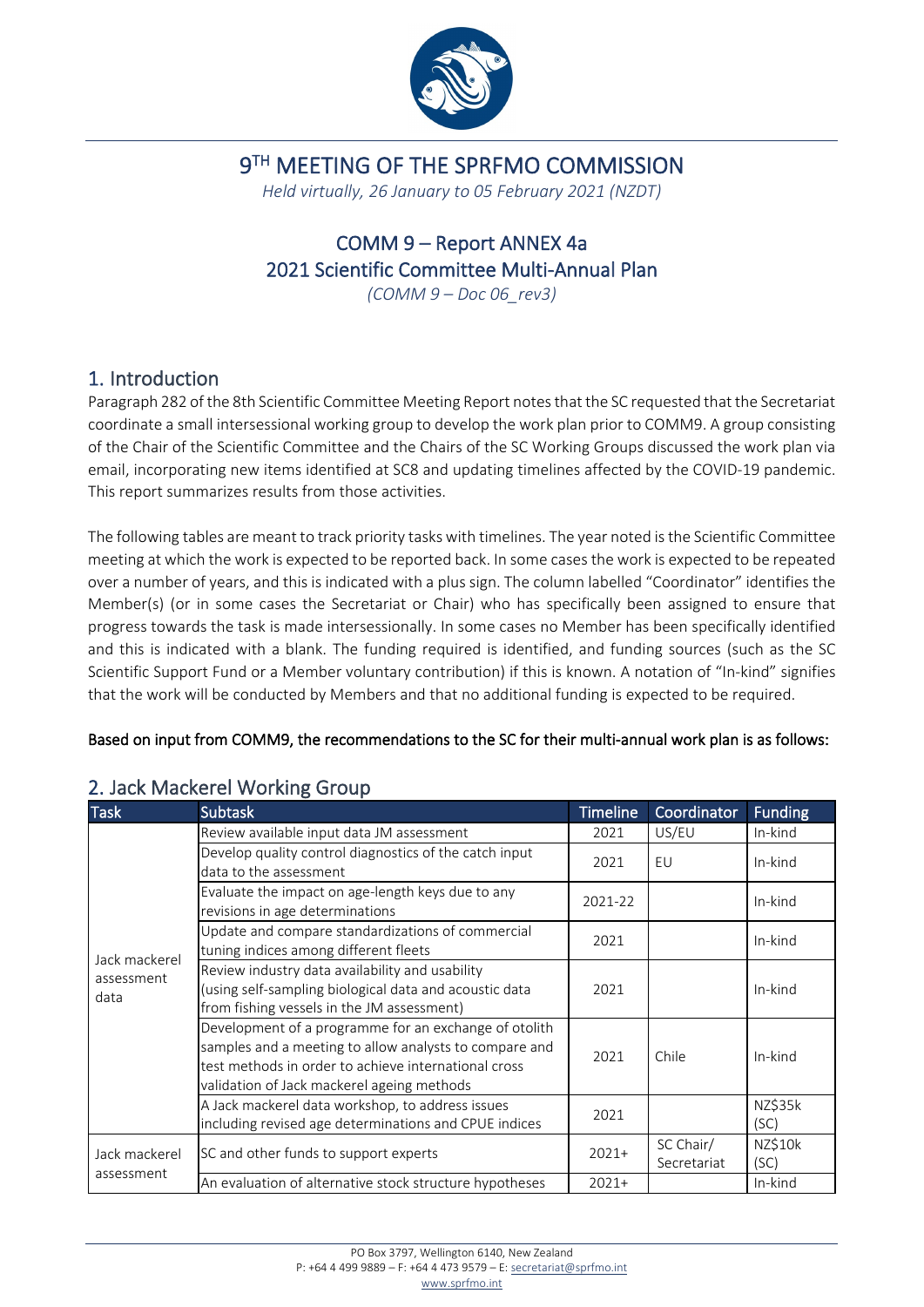# 9TH MEETING OF THE SPRFMO COMMISSION

*Held virtually, 26 January to 05 February 2021 (NZDT)*

## COMM 9 – Report ANNEX 4a
## 2021 Scientific Committee Multi-Annual Plan

*(COMM 9 – Doc 06_rev3)*

## 1. Introduction

Paragraph 282 of the 8th Scientific Committee Meeting Report notes that the SC requested that the Secretariat coordinate a small intersessional working group to develop the work plan prior to COMM9. A group consisting of the Chair of the Scientific Committee and the Chairs of the SC Working Groups discussed the work plan via email, incorporating new items identified at SC8 and updating timelines affected by the COVID-19 pandemic. This report summarizes results from those activities.

The following tables are meant to track priority tasks with timelines. The year noted is the Scientific Committee meeting at which the work is expected to be reported back. In some cases the work is expected to be repeated over a number of years, and this is indicated with a plus sign. The column labelled "Coordinator" identifies the Member(s) (or in some cases the Secretariat or Chair) who has specifically been assigned to ensure that progress towards the task is made intersessionally. In some cases no Member has been specifically identified and this is indicated with a blank. The funding required is identified, and funding sources (such as the SC Scientific Support Fund or a Member voluntary contribution) if this is known. A notation of "In-kind" signifies that the work will be conducted by Members and that no additional funding is expected to be required.

**Based on input from COMM9, the recommendations to the SC for their multi-annual work plan is as follows:**

## 2. Jack Mackerel Working Group

| Task | Subtask | Timeline | Coordinator | Funding |
|---|---|---|---|---|
| Jack mackerel assessment data | Review available input data JM assessment | 2021 | US/EU | In-kind |
| | Develop quality control diagnostics of the catch input data to the assessment | 2021 | EU | In-kind |
| | Evaluate the impact on age-length keys due to any revisions in age determinations | 2021-22 | | In-kind |
| | Update and compare standardizations of commercial tuning indices among different fleets | 2021 | | In-kind |
| | Review industry data availability and usability (using self-sampling biological data and acoustic data from fishing vessels in the JM assessment) | 2021 | | In-kind |
| | Development of a programme for an exchange of otolith samples and a meeting to allow analysts to compare and test methods in order to achieve international cross validation of Jack mackerel ageing methods | 2021 | Chile | In-kind |
| | A Jack mackerel data workshop, to address issues including revised age determinations and CPUE indices | 2021 | | NZ$35k (SC) |
| Jack mackerel assessment | SC and other funds to support experts | 2021+ | SC Chair/ Secretariat | NZ$10k (SC) |
| | An evaluation of alternative stock structure hypotheses | 2021+ | | In-kind |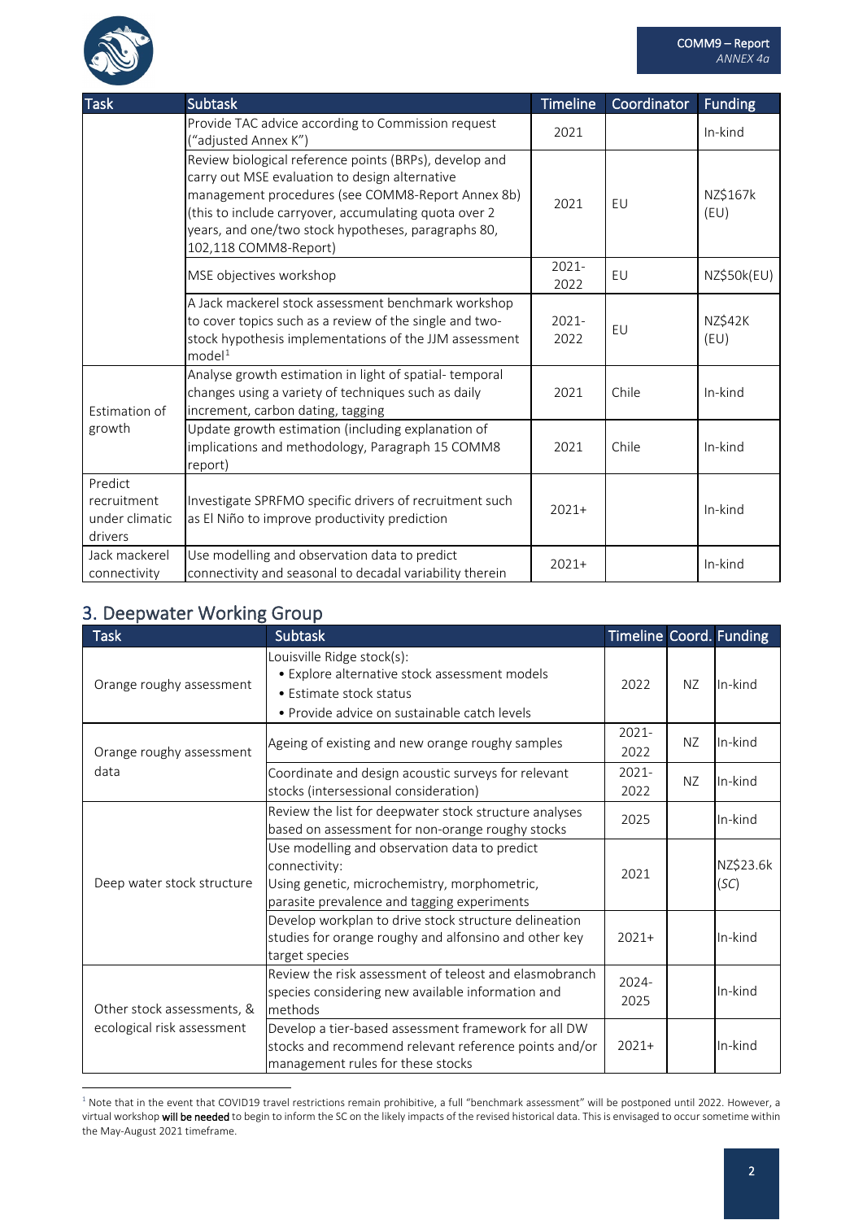| Task | Subtask | Timeline | Coordinator | Funding |
|---|---|---|---|---|
| | Provide TAC advice according to Commission request ("adjusted Annex K") | 2021 | | In-kind |
| | Review biological reference points (BRPs), develop and carry out MSE evaluation to design alternative management procedures (see COMM8-Report Annex 8b) (this to include carryover, accumulating quota over 2 years, and one/two stock hypotheses, paragraphs 80, 102,118 COMM8-Report) | 2021 | EU | NZ$167k (EU) |
| | MSE objectives workshop | 2021-2022 | EU | NZ$50k(EU) |
| | A Jack mackerel stock assessment benchmark workshop to cover topics such as a review of the single and two-stock hypothesis implementations of the JJM assessment model[1] | 2021-2022 | EU | NZ$42K (EU) |
| Estimation of growth | Analyse growth estimation in light of spatial- temporal changes using a variety of techniques such as daily increment, carbon dating, tagging | 2021 | Chile | In-kind |
| | Update growth estimation (including explanation of implications and methodology, Paragraph 15 COMM8 report) | 2021 | Chile | In-kind |
| Predict recruitment under climatic drivers | Investigate SPRFMO specific drivers of recruitment such as El Niño to improve productivity prediction | 2021+ | | In-kind |
| Jack mackerel connectivity | Use modelling and observation data to predict connectivity and seasonal to decadal variability therein | 2021+ | | In-kind |

## 3. Deepwater Working Group

| Task | Subtask | Timeline | Coord. | Funding |
|---|---|---|---|---|
| Orange roughy assessment | Louisville Ridge stock(s):<br>• Explore alternative stock assessment models<br>• Estimate stock status<br>• Provide advice on sustainable catch levels | 2022 | NZ | In-kind |
| Orange roughy assessment data | Ageing of existing and new orange roughy samples | 2021-2022 | NZ | In-kind |
| | Coordinate and design acoustic surveys for relevant stocks (intersessional consideration) | 2021-2022 | NZ | In-kind |
| Deep water stock structure | Review the list for deepwater stock structure analyses based on assessment for non-orange roughy stocks | 2025 | | In-kind |
| | Use modelling and observation data to predict connectivity:<br>Using genetic, microchemistry, morphometric, parasite prevalence and tagging experiments | 2021 | | NZ$23.6k (*SC*) |
| | Develop workplan to drive stock structure delineation studies for orange roughy and alfonsino and other key target species | 2021+ | | In-kind |
| Other stock assessments, & ecological risk assessment | Review the risk assessment of teleost and elasmobranch species considering new available information and methods | 2024-2025 | | In-kind |
| | Develop a tier-based assessment framework for all DW stocks and recommend relevant reference points and/or management rules for these stocks | 2021+ | | In-kind |

[1] Note that in the event that COVID19 travel restrictions remain prohibitive, a full "benchmark assessment" will be postponed until 2022. However, a virtual workshop **will be needed** to begin to inform the SC on the likely impacts of the revised historical data. This is envisaged to occur sometime within the May-August 2021 timeframe.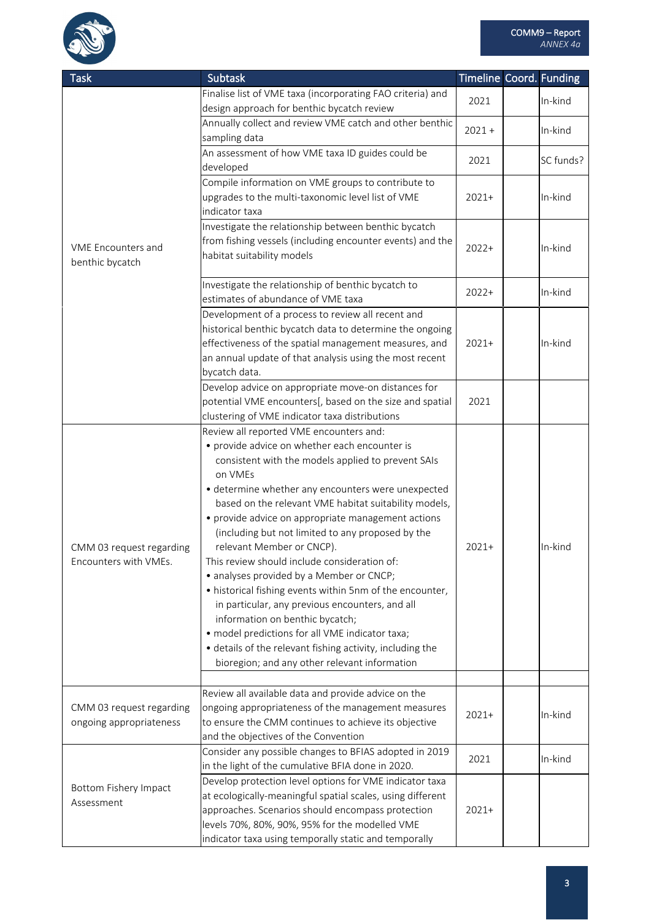| Task | Subtask | Timeline | Coord. | Funding |
|---|---|---|---|---|
| VME Encounters and benthic bycatch | Finalise list of VME taxa (incorporating FAO criteria) and design approach for benthic bycatch review | 2021 | | In-kind |
| | Annually collect and review VME catch and other benthic sampling data | 2021 + | | In-kind |
| | An assessment of how VME taxa ID guides could be developed | 2021 | | SC funds? |
| | Compile information on VME groups to contribute to upgrades to the multi-taxonomic level list of VME indicator taxa | 2021+ | | In-kind |
| | Investigate the relationship between benthic bycatch from fishing vessels (including encounter events) and the habitat suitability models | 2022+ | | In-kind |
| | Investigate the relationship of benthic bycatch to estimates of abundance of VME taxa | 2022+ | | In-kind |
| | Development of a process to review all recent and historical benthic bycatch data to determine the ongoing effectiveness of the spatial management measures, and an annual update of that analysis using the most recent bycatch data. | 2021+ | | In-kind |
| | Develop advice on appropriate move-on distances for potential VME encounters[, based on the size and spatial clustering of VME indicator taxa distributions | 2021 | | |
| CMM 03 request regarding Encounters with VMEs. | Review all reported VME encounters and:<br>• provide advice on whether each encounter is consistent with the models applied to prevent SAIs on VMEs<br>• determine whether any encounters were unexpected based on the relevant VME habitat suitability models,<br>• provide advice on appropriate management actions (including but not limited to any proposed by the relevant Member or CNCP).<br>This review should include consideration of:<br>• analyses provided by a Member or CNCP;<br>• historical fishing events within 5nm of the encounter, in particular, any previous encounters, and all information on benthic bycatch;<br>• model predictions for all VME indicator taxa;<br>• details of the relevant fishing activity, including the bioregion; and any other relevant information | 2021+ | | In-kind |
| | | | | |
| CMM 03 request regarding ongoing appropriateness | Review all available data and provide advice on the ongoing appropriateness of the management measures to ensure the CMM continues to achieve its objective and the objectives of the Convention | 2021+ | | In-kind |
| Bottom Fishery Impact Assessment | Consider any possible changes to BFIAS adopted in 2019 in the light of the cumulative BFIA done in 2020. | 2021 | | In-kind |
| | Develop protection level options for VME indicator taxa at ecologically-meaningful spatial scales, using different approaches. Scenarios should encompass protection levels 70%, 80%, 90%, 95% for the modelled VME indicator taxa using temporally static and temporally | 2021+ | | |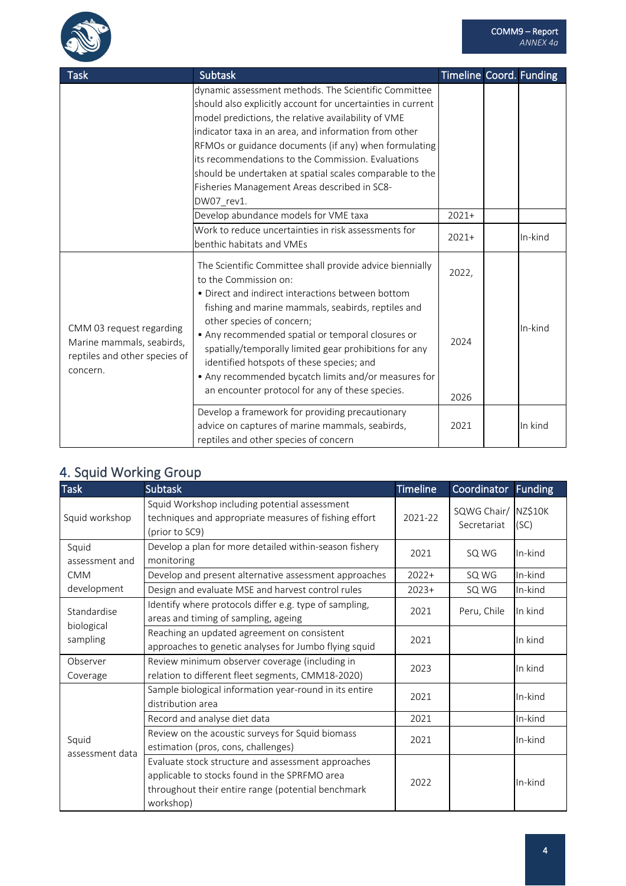| Task | Subtask | Timeline | Coord. | Funding |
|---|---|---|---|---|
| | dynamic assessment methods. The Scientific Committee should also explicitly account for uncertainties in current model predictions, the relative availability of VME indicator taxa in an area, and information from other RFMOs or guidance documents (if any) when formulating its recommendations to the Commission. Evaluations should be undertaken at spatial scales comparable to the Fisheries Management Areas described in SC8-DW07_rev1. | | | |
| | Develop abundance models for VME taxa | 2021+ | | |
| | Work to reduce uncertainties in risk assessments for benthic habitats and VMEs | 2021+ | | In-kind |
| CMM 03 request regarding Marine mammals, seabirds, reptiles and other species of concern. | The Scientific Committee shall provide advice biennially to the Commission on:<br>• Direct and indirect interactions between bottom fishing and marine mammals, seabirds, reptiles and other species of concern;<br>• Any recommended spatial or temporal closures or spatially/temporally limited gear prohibitions for any identified hotspots of these species; and<br>• Any recommended bycatch limits and/or measures for an encounter protocol for any of these species. | 2022,<br>2024<br>2026 | | In-kind |
| | Develop a framework for providing precautionary advice on captures of marine mammals, seabirds, reptiles and other species of concern | 2021 | | In kind |

## 4. Squid Working Group

| Task | Subtask | Timeline | Coordinator | Funding |
|---|---|---|---|---|
| Squid workshop | Squid Workshop including potential assessment techniques and appropriate measures of fishing effort (prior to SC9) | 2021-22 | SQWG Chair/ Secretariat | NZ$10K (SC) |
| Squid assessment and CMM development | Develop a plan for more detailed within-season fishery monitoring | 2021 | SQ WG | In-kind |
| | Develop and present alternative assessment approaches | 2022+ | SQ WG | In-kind |
| | Design and evaluate MSE and harvest control rules | 2023+ | SQ WG | In-kind |
| Standardise biological sampling | Identify where protocols differ e.g. type of sampling, areas and timing of sampling, ageing | 2021 | Peru, Chile | In kind |
| | Reaching an updated agreement on consistent approaches to genetic analyses for Jumbo flying squid | 2021 | | In kind |
| Observer Coverage | Review minimum observer coverage (including in relation to different fleet segments, CMM18-2020) | 2023 | | In kind |
| Squid assessment data | Sample biological information year-round in its entire distribution area | 2021 | | In-kind |
| | Record and analyse diet data | 2021 | | In-kind |
| | Review on the acoustic surveys for Squid biomass estimation (pros, cons, challenges) | 2021 | | In-kind |
| | Evaluate stock structure and assessment approaches applicable to stocks found in the SPRFMO area throughout their entire range (potential benchmark workshop) | 2022 | | In-kind |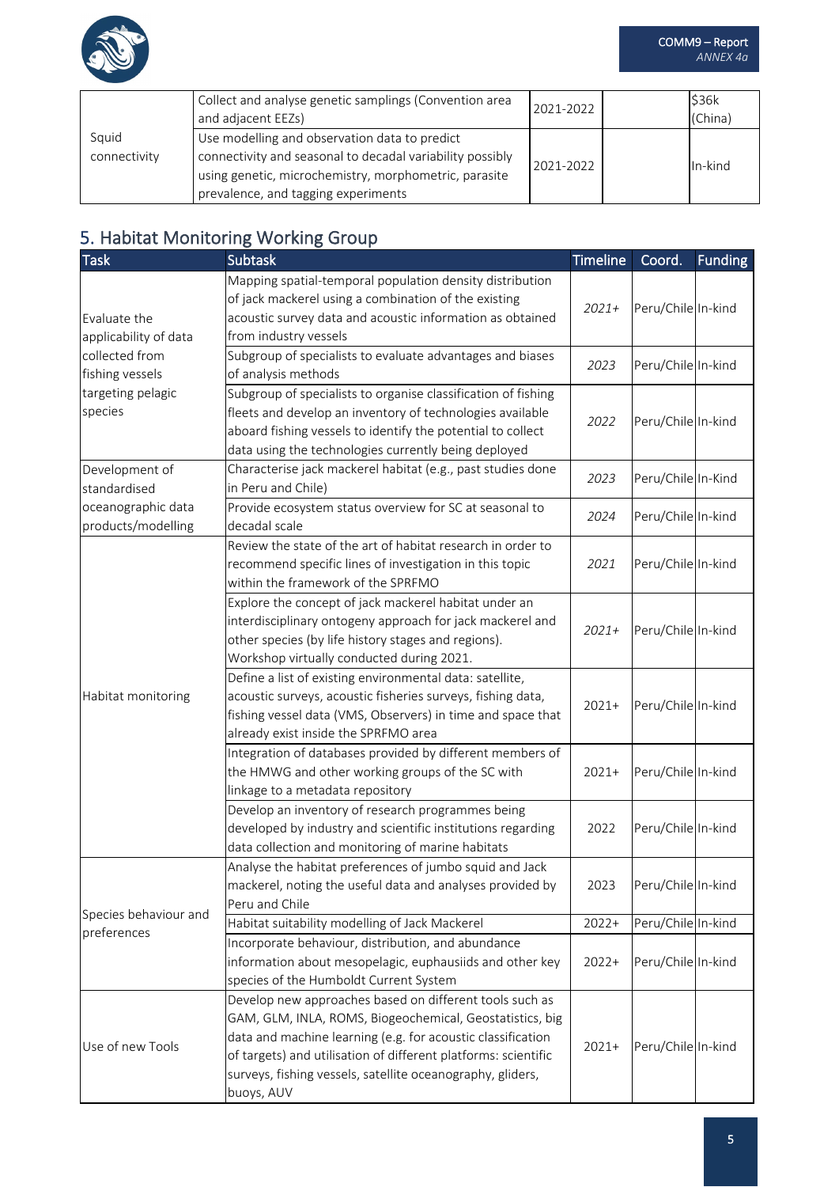| | | | | |
|---|---|---|---|---|
| Squid connectivity | Collect and analyse genetic samplings (Convention area and adjacent EEZs) | 2021-2022 | | $36k (China) |
| | Use modelling and observation data to predict connectivity and seasonal to decadal variability possibly using genetic, microchemistry, morphometric, parasite prevalence, and tagging experiments | 2021-2022 | | In-kind |

## 5. Habitat Monitoring Working Group

| Task | Subtask | Timeline | Coord. | Funding |
|---|---|---|---|---|
| Evaluate the applicability of data collected from fishing vessels targeting pelagic species | Mapping spatial-temporal population density distribution of jack mackerel using a combination of the existing acoustic survey data and acoustic information as obtained from industry vessels | *2021+* | Peru/Chile | In-kind |
| | Subgroup of specialists to evaluate advantages and biases of analysis methods | *2023* | Peru/Chile | In-kind |
| | Subgroup of specialists to organise classification of fishing fleets and develop an inventory of technologies available aboard fishing vessels to identify the potential to collect data using the technologies currently being deployed | *2022* | Peru/Chile | In-kind |
| Development of standardised oceanographic data products/modelling | Characterise jack mackerel habitat (e.g., past studies done in Peru and Chile) | *2023* | Peru/Chile | In-Kind |
| | Provide ecosystem status overview for SC at seasonal to decadal scale | *2024* | Peru/Chile | In-kind |
| Habitat monitoring | Review the state of the art of habitat research in order to recommend specific lines of investigation in this topic within the framework of the SPRFMO | *2021* | Peru/Chile | In-kind |
| | Explore the concept of jack mackerel habitat under an interdisciplinary ontogeny approach for jack mackerel and other species (by life history stages and regions). Workshop virtually conducted during 2021. | *2021+* | Peru/Chile | In-kind |
| | Define a list of existing environmental data: satellite, acoustic surveys, acoustic fisheries surveys, fishing data, fishing vessel data (VMS, Observers) in time and space that already exist inside the SPRFMO area | 2021+ | Peru/Chile | In-kind |
| | Integration of databases provided by different members of the HMWG and other working groups of the SC with linkage to a metadata repository | 2021+ | Peru/Chile | In-kind |
| | Develop an inventory of research programmes being developed by industry and scientific institutions regarding data collection and monitoring of marine habitats | 2022 | Peru/Chile | In-kind |
| Species behaviour and preferences | Analyse the habitat preferences of jumbo squid and Jack mackerel, noting the useful data and analyses provided by Peru and Chile | 2023 | Peru/Chile | In-kind |
| | Habitat suitability modelling of Jack Mackerel | 2022+ | Peru/Chile | In-kind |
| | Incorporate behaviour, distribution, and abundance information about mesopelagic, euphausiids and other key species of the Humboldt Current System | 2022+ | Peru/Chile | In-kind |
| Use of new Tools | Develop new approaches based on different tools such as GAM, GLM, INLA, ROMS, Biogeochemical, Geostatistics, big data and machine learning (e.g. for acoustic classification of targets) and utilisation of different platforms: scientific surveys, fishing vessels, satellite oceanography, gliders, buoys, AUV | 2021+ | Peru/Chile | In-kind |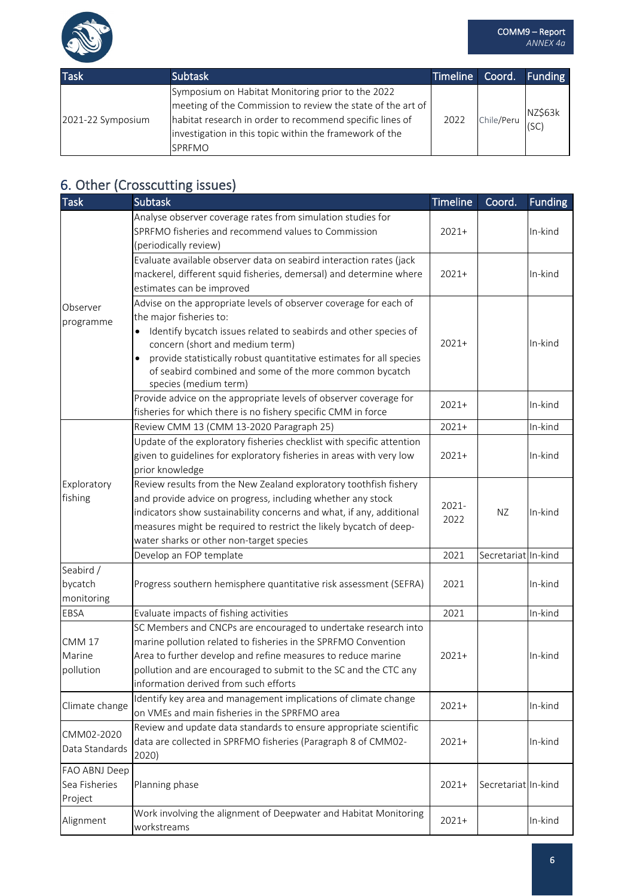| Task | Subtask | Timeline | Coord. | Funding |
|---|---|---|---|---|
| 2021-22 Symposium | Symposium on Habitat Monitoring prior to the 2022 meeting of the Commission to review the state of the art of habitat research in order to recommend specific lines of investigation in this topic within the framework of the SPRFMO | 2022 | Chile/Peru | NZ$63k (SC) |

## 6. Other (Crosscutting issues)

| Task | Subtask | Timeline | Coord. | Funding |
|---|---|---|---|---|
| Observer programme | Analyse observer coverage rates from simulation studies for SPRFMO fisheries and recommend values to Commission (periodically review) | 2021+ | | In-kind |
| | Evaluate available observer data on seabird interaction rates (jack mackerel, different squid fisheries, demersal) and determine where estimates can be improved | 2021+ | | In-kind |
| | Advise on the appropriate levels of observer coverage for each of the major fisheries to: <br>• Identify bycatch issues related to seabirds and other species of concern (short and medium term) <br>• provide statistically robust quantitative estimates for all species of seabird combined and some of the more common bycatch species (medium term) | 2021+ | | In-kind |
| | Provide advice on the appropriate levels of observer coverage for fisheries for which there is no fishery specific CMM in force | 2021+ | | In-kind |
| Exploratory fishing | Review CMM 13 (CMM 13-2020 Paragraph 25) | 2021+ | | In-kind |
| | Update of the exploratory fisheries checklist with specific attention given to guidelines for exploratory fisheries in areas with very low prior knowledge | 2021+ | | In-kind |
| | Review results from the New Zealand exploratory toothfish fishery and provide advice on progress, including whether any stock indicators show sustainability concerns and what, if any, additional measures might be required to restrict the likely bycatch of deep-water sharks or other non-target species | 2021-2022 | NZ | In-kind |
| | Develop an FOP template | 2021 | Secretariat | In-kind |
| Seabird / bycatch monitoring | Progress southern hemisphere quantitative risk assessment (SEFRA) | 2021 | | In-kind |
| EBSA | Evaluate impacts of fishing activities | 2021 | | In-kind |
| CMM 17 Marine pollution | SC Members and CNCPs are encouraged to undertake research into marine pollution related to fisheries in the SPRFMO Convention Area to further develop and refine measures to reduce marine pollution and are encouraged to submit to the SC and the CTC any information derived from such efforts | 2021+ | | In-kind |
| Climate change | Identify key area and management implications of climate change on VMEs and main fisheries in the SPRFMO area | 2021+ | | In-kind |
| CMM02-2020 Data Standards | Review and update data standards to ensure appropriate scientific data are collected in SPRFMO fisheries (Paragraph 8 of CMM02-2020) | 2021+ | | In-kind |
| FAO ABNJ Deep Sea Fisheries Project | Planning phase | 2021+ | Secretariat | In-kind |
| Alignment | Work involving the alignment of Deepwater and Habitat Monitoring workstreams | 2021+ | | In-kind |